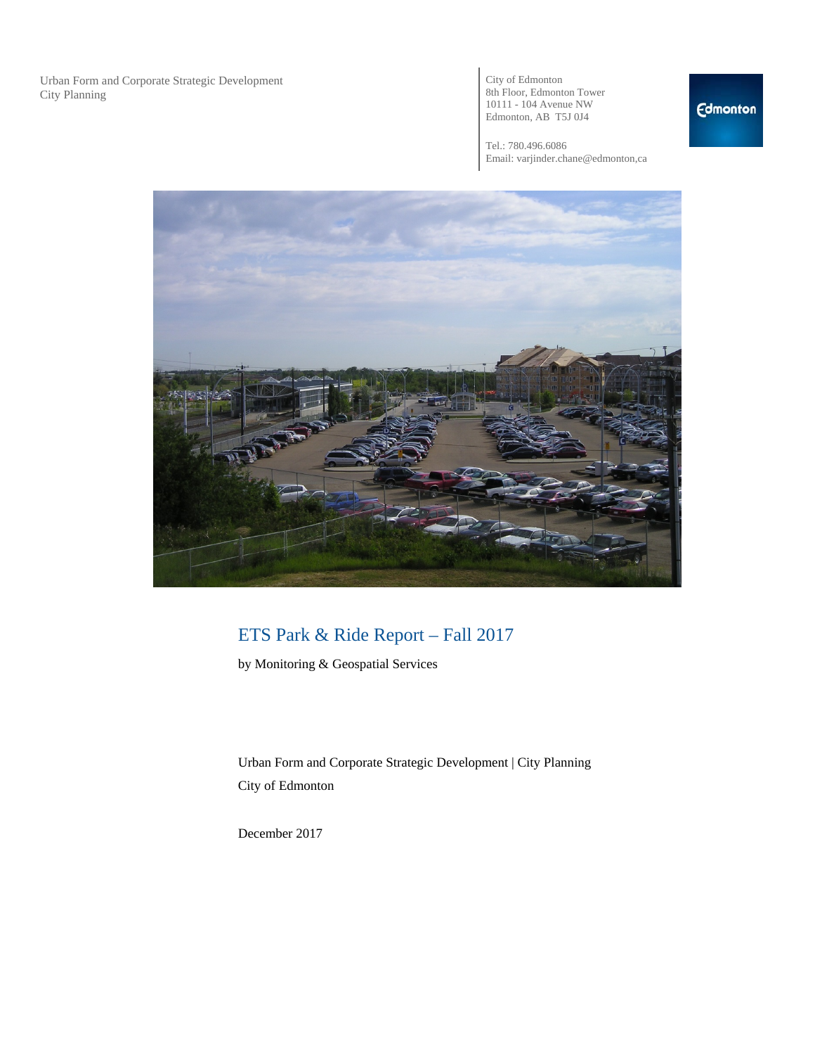Urban Form and Corporate Strategic Development
City Planning

City of Edmonton
8th Floor, Edmonton Tower
10111 - 104 Avenue NW
Edmonton, AB T5J 0J4

Tel.: 780.496.6086
Email: varjinder.chane@edmonton,ca

# ETS Park & Ride Report – Fall 2017

by Monitoring & Geospatial Services

Urban Form and Corporate Strategic Development | City Planning
City of Edmonton

December 2017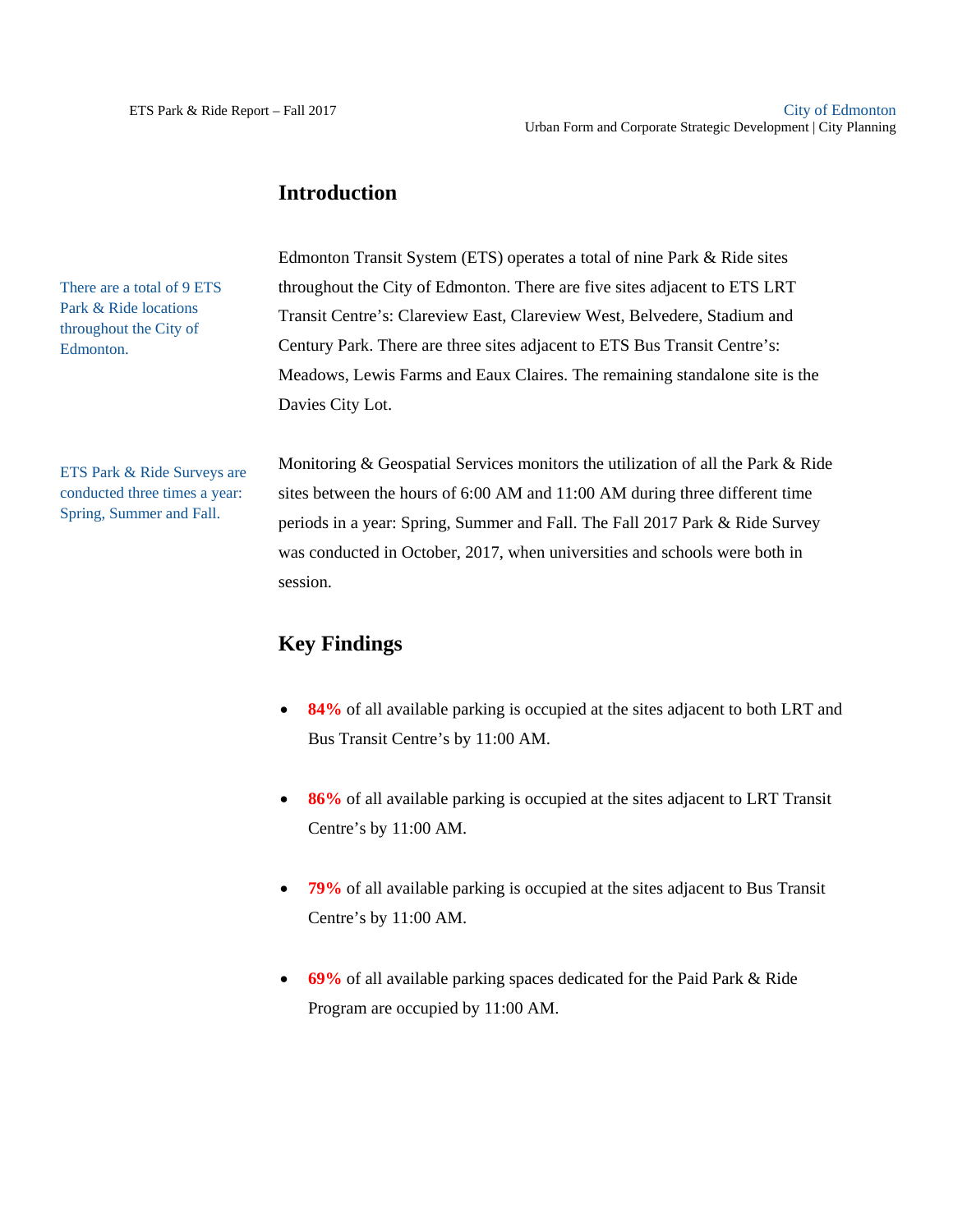## Introduction

There are a total of 9 ETS Park & Ride locations throughout the City of Edmonton.

Edmonton Transit System (ETS) operates a total of nine Park & Ride sites throughout the City of Edmonton. There are five sites adjacent to ETS LRT Transit Centre's: Clareview East, Clareview West, Belvedere, Stadium and Century Park. There are three sites adjacent to ETS Bus Transit Centre's: Meadows, Lewis Farms and Eaux Claires. The remaining standalone site is the Davies City Lot.

ETS Park & Ride Surveys are conducted three times a year: Spring, Summer and Fall.

Monitoring & Geospatial Services monitors the utilization of all the Park & Ride sites between the hours of 6:00 AM and 11:00 AM during three different time periods in a year: Spring, Summer and Fall. The Fall 2017 Park & Ride Survey was conducted in October, 2017, when universities and schools were both in session.

## Key Findings

- **84%** of all available parking is occupied at the sites adjacent to both LRT and Bus Transit Centre's by 11:00 AM.
- **86%** of all available parking is occupied at the sites adjacent to LRT Transit Centre's by 11:00 AM.
- **79%** of all available parking is occupied at the sites adjacent to Bus Transit Centre's by 11:00 AM.
- **69%** of all available parking spaces dedicated for the Paid Park & Ride Program are occupied by 11:00 AM.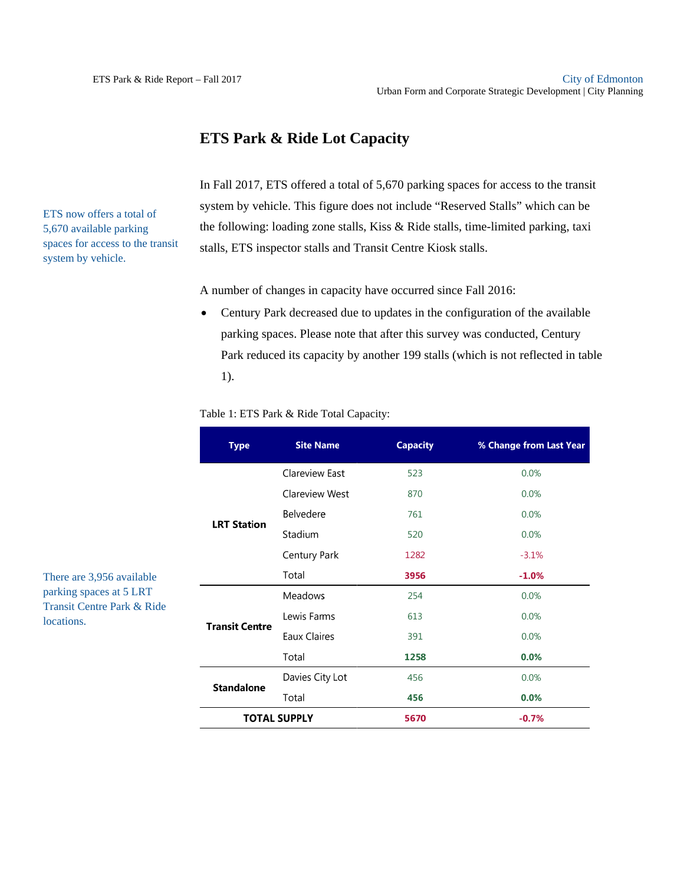# ETS Park & Ride Lot Capacity

ETS now offers a total of 5,670 available parking spaces for access to the transit system by vehicle.

In Fall 2017, ETS offered a total of 5,670 parking spaces for access to the transit system by vehicle. This figure does not include "Reserved Stalls" which can be the following: loading zone stalls, Kiss & Ride stalls, time-limited parking, taxi stalls, ETS inspector stalls and Transit Centre Kiosk stalls.

A number of changes in capacity have occurred since Fall 2016:

- Century Park decreased due to updates in the configuration of the available parking spaces. Please note that after this survey was conducted, Century Park reduced its capacity by another 199 stalls (which is not reflected in table 1).

There are 3,956 available parking spaces at 5 LRT Transit Centre Park & Ride locations.

Table 1: ETS Park & Ride Total Capacity:

| Type | Site Name | Capacity | % Change from Last Year |
|---|---|---|---|
| **LRT Station** | Clareview East | 523 | 0.0% |
| | Clareview West | 870 | 0.0% |
| | Belvedere | 761 | 0.0% |
| | Stadium | 520 | 0.0% |
| | Century Park | 1282 | -3.1% |
| | Total | **3956** | **-1.0%** |
| **Transit Centre** | Meadows | 254 | 0.0% |
| | Lewis Farms | 613 | 0.0% |
| | Eaux Claires | 391 | 0.0% |
| | Total | **1258** | **0.0%** |
| **Standalone** | Davies City Lot | 456 | 0.0% |
| | Total | **456** | **0.0%** |
| **TOTAL SUPPLY** | | **5670** | **-0.7%** |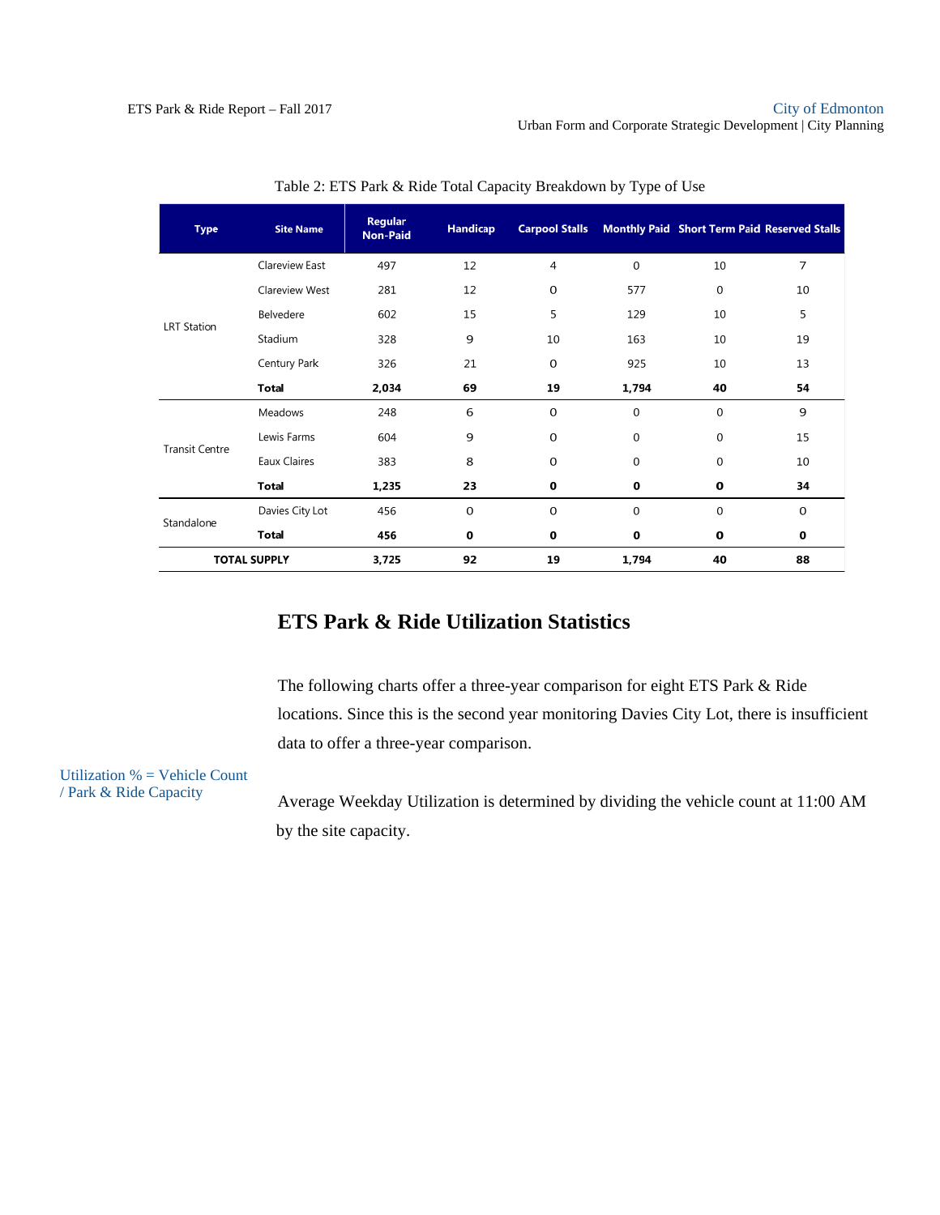Table 2: ETS Park & Ride Total Capacity Breakdown by Type of Use

| Type | Site Name | Regular Non-Paid | Handicap | Carpool Stalls | Monthly Paid | Short Term Paid | Reserved Stalls |
|---|---|---|---|---|---|---|---|
| LRT Station | Clareview East | 497 | 12 | 4 | 0 | 10 | 7 |
| | Clareview West | 281 | 12 | 0 | 577 | 0 | 10 |
| | Belvedere | 602 | 15 | 5 | 129 | 10 | 5 |
| | Stadium | 328 | 9 | 10 | 163 | 10 | 19 |
| | Century Park | 326 | 21 | 0 | 925 | 10 | 13 |
| | **Total** | **2,034** | **69** | **19** | **1,794** | **40** | **54** |
| Transit Centre | Meadows | 248 | 6 | 0 | 0 | 0 | 9 |
| | Lewis Farms | 604 | 9 | 0 | 0 | 0 | 15 |
| | Eaux Claires | 383 | 8 | 0 | 0 | 0 | 10 |
| | **Total** | **1,235** | **23** | **0** | **0** | **0** | **34** |
| Standalone | Davies City Lot | 456 | 0 | 0 | 0 | 0 | 0 |
| | **Total** | **456** | **0** | **0** | **0** | **0** | **0** |
| **TOTAL SUPPLY** | | **3,725** | **92** | **19** | **1,794** | **40** | **88** |

## ETS Park & Ride Utilization Statistics

The following charts offer a three-year comparison for eight ETS Park & Ride locations. Since this is the second year monitoring Davies City Lot, there is insufficient data to offer a three-year comparison.

Utilization % = Vehicle Count / Park & Ride Capacity

Average Weekday Utilization is determined by dividing the vehicle count at 11:00 AM by the site capacity.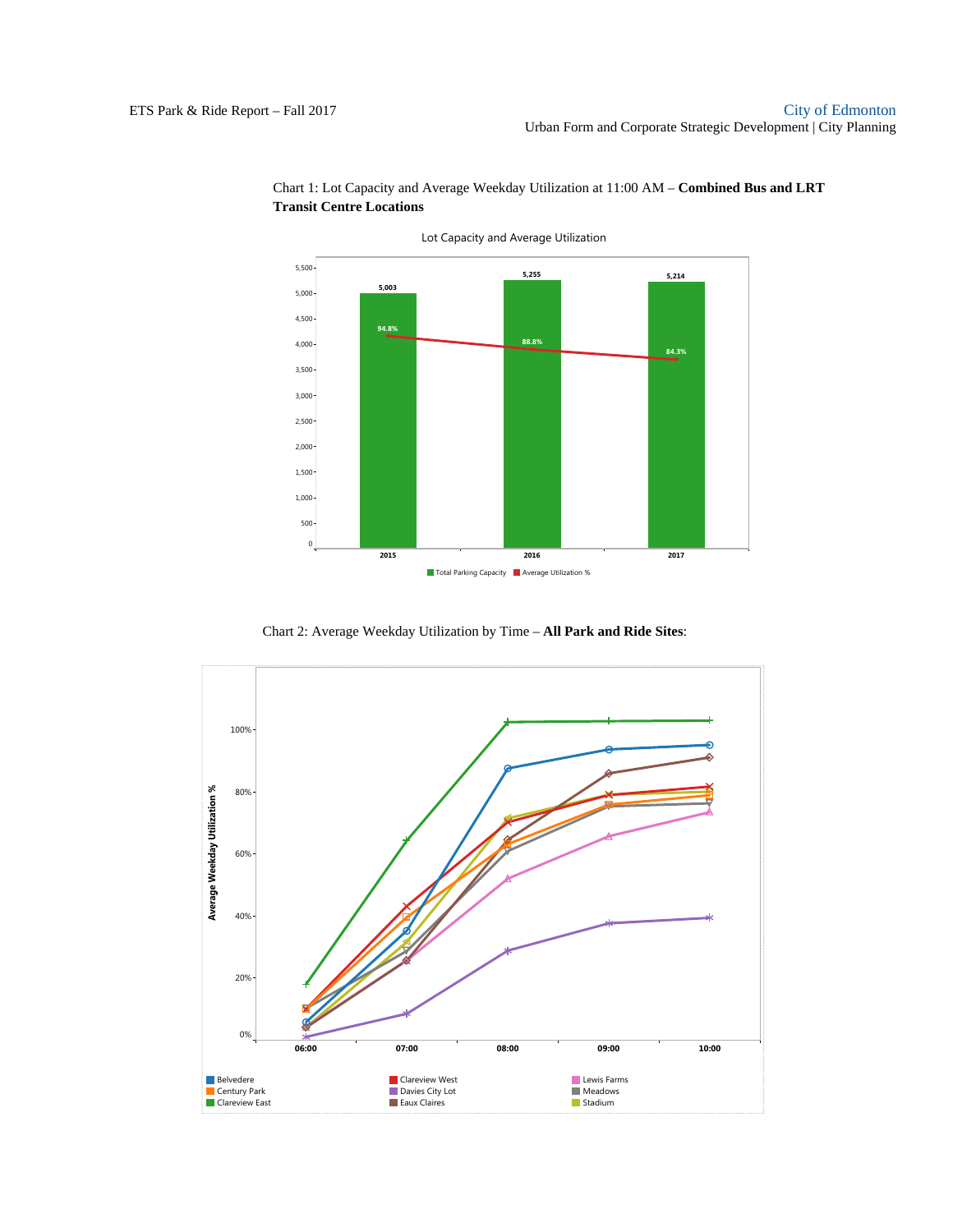Chart 1: Lot Capacity and Average Weekday Utilization at 11:00 AM – **Combined Bus and LRT Transit Centre Locations**

Chart 2: Average Weekday Utilization by Time – **All Park and Ride Sites**: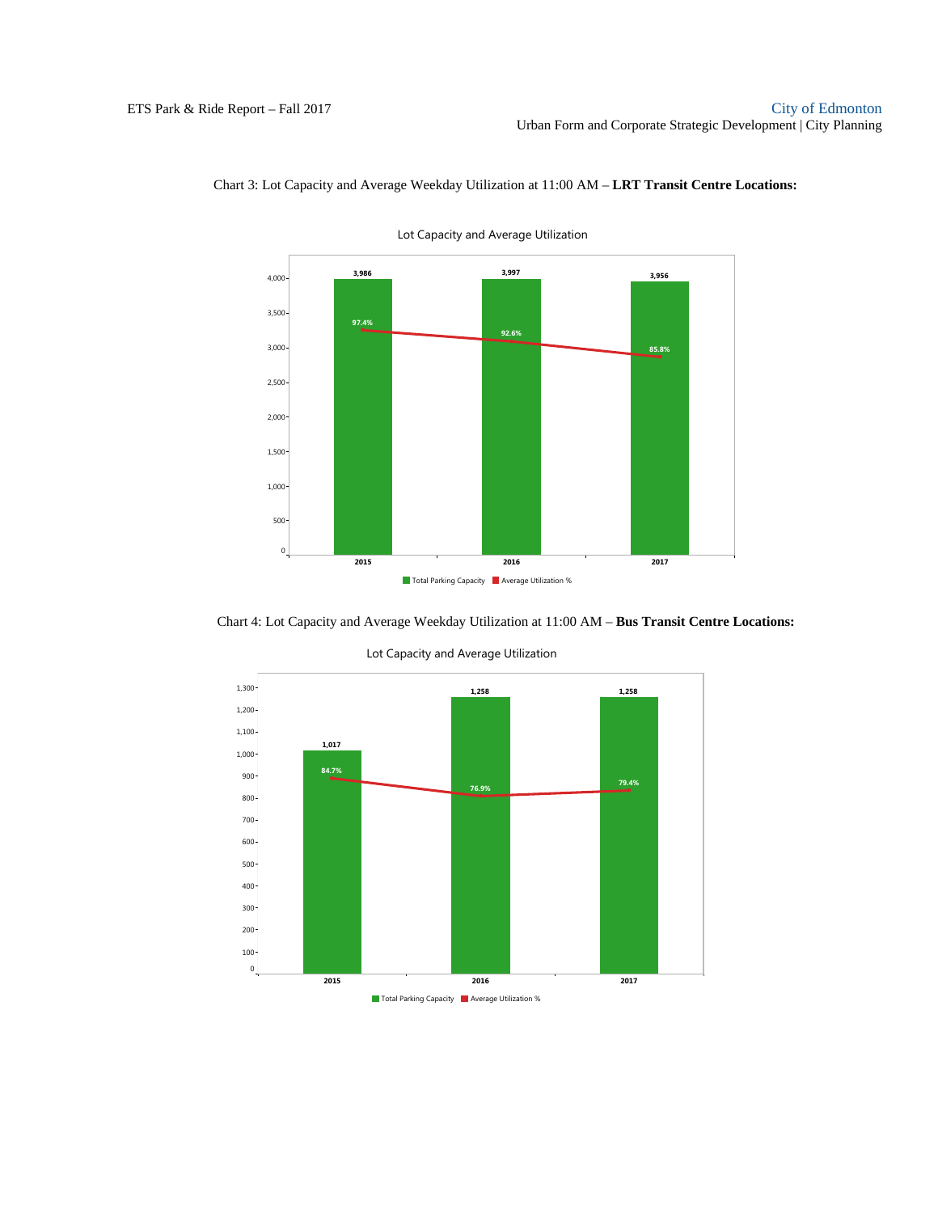Chart 3: Lot Capacity and Average Weekday Utilization at 11:00 AM – **LRT Transit Centre Locations:**

Lot Capacity and Average Utilization

| Year | Total Parking Capacity | Average Utilization % |
|---|---|---|
| 2015 | 3,986 | 97.4% |
| 2016 | 3,997 | 92.6% |
| 2017 | 3,956 | 85.8% |

Chart 4: Lot Capacity and Average Weekday Utilization at 11:00 AM – **Bus Transit Centre Locations:**

Lot Capacity and Average Utilization

| Year | Total Parking Capacity | Average Utilization % |
|---|---|---|
| 2015 | 1,017 | 84.7% |
| 2016 | 1,258 | 76.9% |
| 2017 | 1,258 | 79.4% |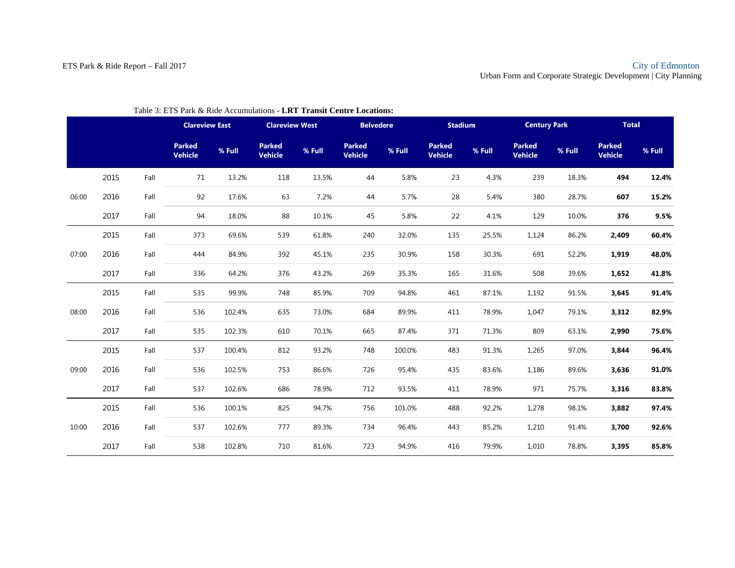Table 3: ETS Park & Ride Accumulations - **LRT Transit Centre Locations:**

| | | | Clareview East | | Clareview West | | Belvedere | | Stadium | | Century Park | | Total | |
|---|---|---|---|---|---|---|---|---|---|---|---|---|---|---|
| | | | Parked Vehicle | % Full | Parked Vehicle | % Full | Parked Vehicle | % Full | Parked Vehicle | % Full | Parked Vehicle | % Full | Parked Vehicle | % Full |
| 06:00 | 2015 | Fall | 71 | 13.2% | 118 | 13.5% | 44 | 5.8% | 23 | 4.3% | 239 | 18.3% | **494** | **12.4%** |
| | 2016 | Fall | 92 | 17.6% | 63 | 7.2% | 44 | 5.7% | 28 | 5.4% | 380 | 28.7% | **607** | **15.2%** |
| | 2017 | Fall | 94 | 18.0% | 88 | 10.1% | 45 | 5.8% | 22 | 4.1% | 129 | 10.0% | **376** | **9.5%** |
| 07:00 | 2015 | Fall | 373 | 69.6% | 539 | 61.8% | 240 | 32.0% | 135 | 25.5% | 1,124 | 86.2% | **2,409** | **60.4%** |
| | 2016 | Fall | 444 | 84.9% | 392 | 45.1% | 235 | 30.9% | 158 | 30.3% | 691 | 52.2% | **1,919** | **48.0%** |
| | 2017 | Fall | 336 | 64.2% | 376 | 43.2% | 269 | 35.3% | 165 | 31.6% | 508 | 39.6% | **1,652** | **41.8%** |
| 08:00 | 2015 | Fall | 535 | 99.9% | 748 | 85.9% | 709 | 94.8% | 461 | 87.1% | 1,192 | 91.5% | **3,645** | **91.4%** |
| | 2016 | Fall | 536 | 102.4% | 635 | 73.0% | 684 | 89.9% | 411 | 78.9% | 1,047 | 79.1% | **3,312** | **82.9%** |
| | 2017 | Fall | 535 | 102.3% | 610 | 70.1% | 665 | 87.4% | 371 | 71.3% | 809 | 63.1% | **2,990** | **75.6%** |
| 09:00 | 2015 | Fall | 537 | 100.4% | 812 | 93.2% | 748 | 100.0% | 483 | 91.3% | 1,265 | 97.0% | **3,844** | **96.4%** |
| | 2016 | Fall | 536 | 102.5% | 753 | 86.6% | 726 | 95.4% | 435 | 83.6% | 1,186 | 89.6% | **3,636** | **91.0%** |
| | 2017 | Fall | 537 | 102.6% | 686 | 78.9% | 712 | 93.5% | 411 | 78.9% | 971 | 75.7% | **3,316** | **83.8%** |
| 10:00 | 2015 | Fall | 536 | 100.1% | 825 | 94.7% | 756 | 101.0% | 488 | 92.2% | 1,278 | 98.1% | **3,882** | **97.4%** |
| | 2016 | Fall | 537 | 102.6% | 777 | 89.3% | 734 | 96.4% | 443 | 85.2% | 1,210 | 91.4% | **3,700** | **92.6%** |
| | 2017 | Fall | 538 | 102.8% | 710 | 81.6% | 723 | 94.9% | 416 | 79.9% | 1,010 | 78.8% | **3,395** | **85.8%** |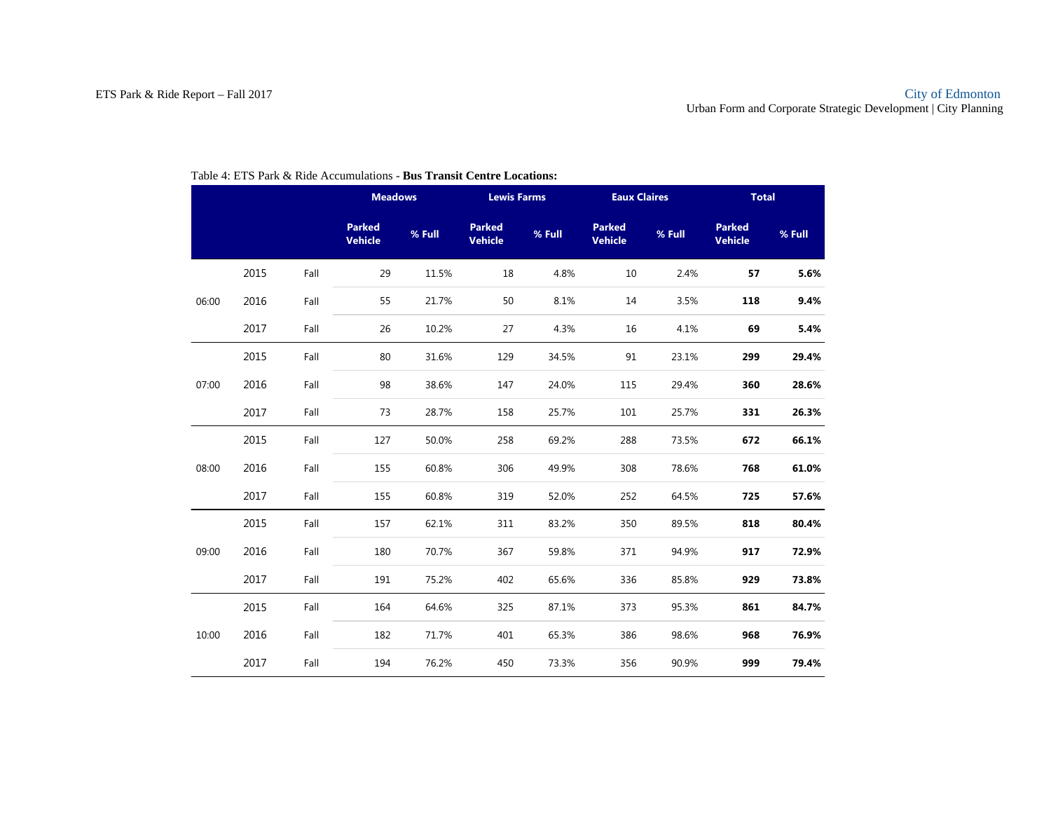Table 4: ETS Park & Ride Accumulations - **Bus Transit Centre Locations:**

| | | | Meadows | | Lewis Farms | | Eaux Claires | | Total | |
|---|---|---|---|---|---|---|---|---|---|---|
| | | | Parked Vehicle | % Full | Parked Vehicle | % Full | Parked Vehicle | % Full | Parked Vehicle | % Full |
| 06:00 | 2015 | Fall | 29 | 11.5% | 18 | 4.8% | 10 | 2.4% | **57** | **5.6%** |
| | 2016 | Fall | 55 | 21.7% | 50 | 8.1% | 14 | 3.5% | **118** | **9.4%** |
| | 2017 | Fall | 26 | 10.2% | 27 | 4.3% | 16 | 4.1% | **69** | **5.4%** |
| 07:00 | 2015 | Fall | 80 | 31.6% | 129 | 34.5% | 91 | 23.1% | **299** | **29.4%** |
| | 2016 | Fall | 98 | 38.6% | 147 | 24.0% | 115 | 29.4% | **360** | **28.6%** |
| | 2017 | Fall | 73 | 28.7% | 158 | 25.7% | 101 | 25.7% | **331** | **26.3%** |
| 08:00 | 2015 | Fall | 127 | 50.0% | 258 | 69.2% | 288 | 73.5% | **672** | **66.1%** |
| | 2016 | Fall | 155 | 60.8% | 306 | 49.9% | 308 | 78.6% | **768** | **61.0%** |
| | 2017 | Fall | 155 | 60.8% | 319 | 52.0% | 252 | 64.5% | **725** | **57.6%** |
| 09:00 | 2015 | Fall | 157 | 62.1% | 311 | 83.2% | 350 | 89.5% | **818** | **80.4%** |
| | 2016 | Fall | 180 | 70.7% | 367 | 59.8% | 371 | 94.9% | **917** | **72.9%** |
| | 2017 | Fall | 191 | 75.2% | 402 | 65.6% | 336 | 85.8% | **929** | **73.8%** |
| 10:00 | 2015 | Fall | 164 | 64.6% | 325 | 87.1% | 373 | 95.3% | **861** | **84.7%** |
| | 2016 | Fall | 182 | 71.7% | 401 | 65.3% | 386 | 98.6% | **968** | **76.9%** |
| | 2017 | Fall | 194 | 76.2% | 450 | 73.3% | 356 | 90.9% | **999** | **79.4%** |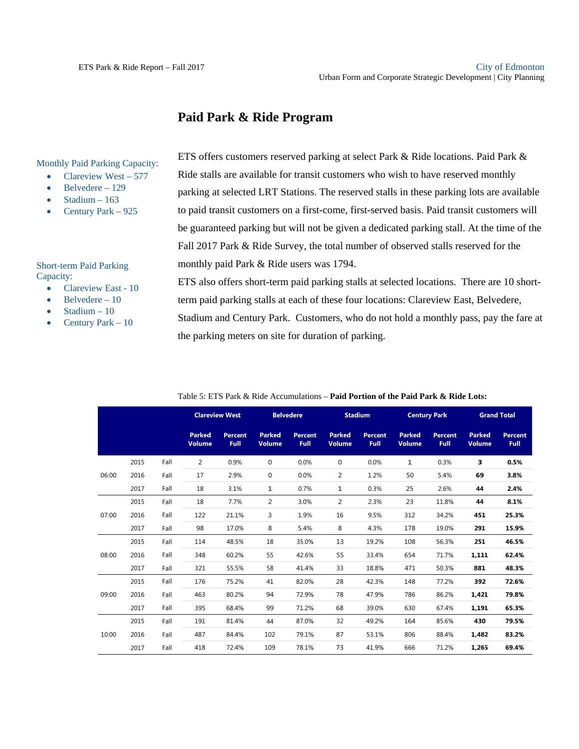## Paid Park & Ride Program

Monthly Paid Parking Capacity:

- Clareview West – 577
- Belvedere – 129
- Stadium – 163
- Century Park – 925

Short-term Paid Parking Capacity:

- Clareview East - 10
- Belvedere – 10
- Stadium – 10
- Century Park – 10

ETS offers customers reserved parking at select Park & Ride locations. Paid Park & Ride stalls are available for transit customers who wish to have reserved monthly parking at selected LRT Stations. The reserved stalls in these parking lots are available to paid transit customers on a first-come, first-served basis. Paid transit customers will be guaranteed parking but will not be given a dedicated parking stall. At the time of the Fall 2017 Park & Ride Survey, the total number of observed stalls reserved for the monthly paid Park & Ride users was 1794.

ETS also offers short-term paid parking stalls at selected locations. There are 10 short-term paid parking stalls at each of these four locations: Clareview East, Belvedere, Stadium and Century Park. Customers, who do not hold a monthly pass, pay the fare at the parking meters on site for duration of parking.

Table 5: ETS Park & Ride Accumulations – **Paid Portion of the Paid Park & Ride Lots:**

| | | | Clareview West | | Belvedere | | Stadium | | Century Park | | Grand Total | |
|---|---|---|---|---|---|---|---|---|---|---|---|---|
| | | | Parked Volume | Percent Full | Parked Volume | Percent Full | Parked Volume | Percent Full | Parked Volume | Percent Full | Parked Volume | Percent Full |
| 06:00 | 2015 | Fall | 2 | 0.9% | 0 | 0.0% | 0 | 0.0% | 1 | 0.3% | **3** | **0.5%** |
| | 2016 | Fall | 17 | 2.9% | 0 | 0.0% | 2 | 1.2% | 50 | 5.4% | **69** | **3.8%** |
| | 2017 | Fall | 18 | 3.1% | 1 | 0.7% | 1 | 0.3% | 25 | 2.6% | **44** | **2.4%** |
| 07:00 | 2015 | Fall | 18 | 7.7% | 2 | 3.0% | 2 | 2.3% | 23 | 11.8% | **44** | **8.1%** |
| | 2016 | Fall | 122 | 21.1% | 3 | 1.9% | 16 | 9.5% | 312 | 34.2% | **451** | **25.3%** |
| | 2017 | Fall | 98 | 17.0% | 8 | 5.4% | 8 | 4.3% | 178 | 19.0% | **291** | **15.9%** |
| 08:00 | 2015 | Fall | 114 | 48.5% | 18 | 35.0% | 13 | 19.2% | 108 | 56.3% | **251** | **46.5%** |
| | 2016 | Fall | 348 | 60.2% | 55 | 42.6% | 55 | 33.4% | 654 | 71.7% | **1,111** | **62.4%** |
| | 2017 | Fall | 321 | 55.5% | 58 | 41.4% | 33 | 18.8% | 471 | 50.3% | **881** | **48.3%** |
| 09:00 | 2015 | Fall | 176 | 75.2% | 41 | 82.0% | 28 | 42.3% | 148 | 77.2% | **392** | **72.6%** |
| | 2016 | Fall | 463 | 80.2% | 94 | 72.9% | 78 | 47.9% | 786 | 86.2% | **1,421** | **79.8%** |
| | 2017 | Fall | 395 | 68.4% | 99 | 71.2% | 68 | 39.0% | 630 | 67.4% | **1,191** | **65.3%** |
| 10:00 | 2015 | Fall | 191 | 81.4% | 44 | 87.0% | 32 | 49.2% | 164 | 85.6% | **430** | **79.5%** |
| | 2016 | Fall | 487 | 84.4% | 102 | 79.1% | 87 | 53.1% | 806 | 88.4% | **1,482** | **83.2%** |
| | 2017 | Fall | 418 | 72.4% | 109 | 78.1% | 73 | 41.9% | 666 | 71.2% | **1,265** | **69.4%** |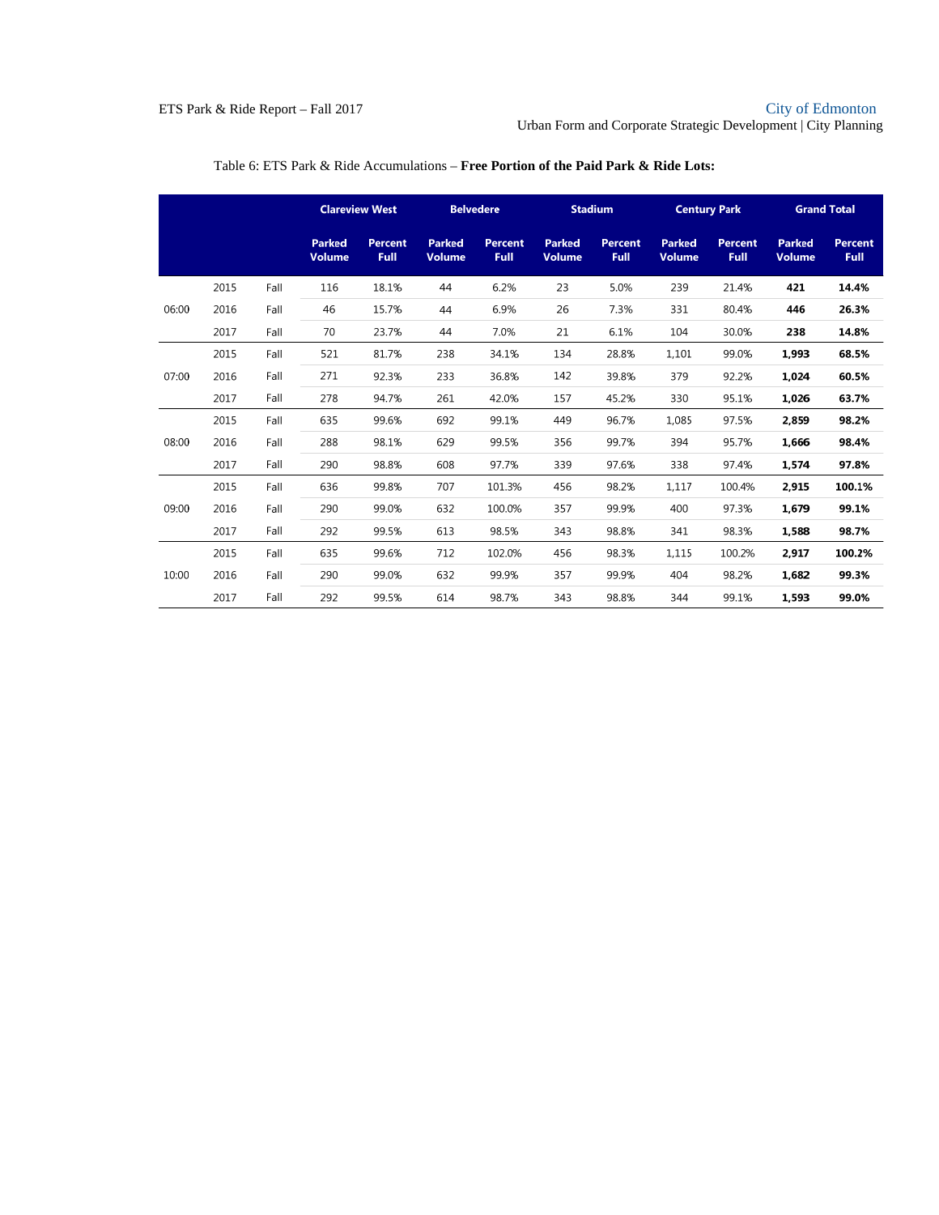Table 6: ETS Park & Ride Accumulations – **Free Portion of the Paid Park & Ride Lots:**

| | | | Clareview West | | Belvedere | | Stadium | | Century Park | | Grand Total | |
|---|---|---|---|---|---|---|---|---|---|---|---|---|
| | | | Parked Volume | Percent Full | Parked Volume | Percent Full | Parked Volume | Percent Full | Parked Volume | Percent Full | Parked Volume | Percent Full |
| 06:00 | 2015 | Fall | 116 | 18.1% | 44 | 6.2% | 23 | 5.0% | 239 | 21.4% | **421** | **14.4%** |
| | 2016 | Fall | 46 | 15.7% | 44 | 6.9% | 26 | 7.3% | 331 | 80.4% | **446** | **26.3%** |
| | 2017 | Fall | 70 | 23.7% | 44 | 7.0% | 21 | 6.1% | 104 | 30.0% | **238** | **14.8%** |
| 07:00 | 2015 | Fall | 521 | 81.7% | 238 | 34.1% | 134 | 28.8% | 1,101 | 99.0% | **1,993** | **68.5%** |
| | 2016 | Fall | 271 | 92.3% | 233 | 36.8% | 142 | 39.8% | 379 | 92.2% | **1,024** | **60.5%** |
| | 2017 | Fall | 278 | 94.7% | 261 | 42.0% | 157 | 45.2% | 330 | 95.1% | **1,026** | **63.7%** |
| 08:00 | 2015 | Fall | 635 | 99.6% | 692 | 99.1% | 449 | 96.7% | 1,085 | 97.5% | **2,859** | **98.2%** |
| | 2016 | Fall | 288 | 98.1% | 629 | 99.5% | 356 | 99.7% | 394 | 95.7% | **1,666** | **98.4%** |
| | 2017 | Fall | 290 | 98.8% | 608 | 97.7% | 339 | 97.6% | 338 | 97.4% | **1,574** | **97.8%** |
| 09:00 | 2015 | Fall | 636 | 99.8% | 707 | 101.3% | 456 | 98.2% | 1,117 | 100.4% | **2,915** | **100.1%** |
| | 2016 | Fall | 290 | 99.0% | 632 | 100.0% | 357 | 99.9% | 400 | 97.3% | **1,679** | **99.1%** |
| | 2017 | Fall | 292 | 99.5% | 613 | 98.5% | 343 | 98.8% | 341 | 98.3% | **1,588** | **98.7%** |
| 10:00 | 2015 | Fall | 635 | 99.6% | 712 | 102.0% | 456 | 98.3% | 1,115 | 100.2% | **2,917** | **100.2%** |
| | 2016 | Fall | 290 | 99.0% | 632 | 99.9% | 357 | 99.9% | 404 | 98.2% | **1,682** | **99.3%** |
| | 2017 | Fall | 292 | 99.5% | 614 | 98.7% | 343 | 98.8% | 344 | 99.1% | **1,593** | **99.0%** |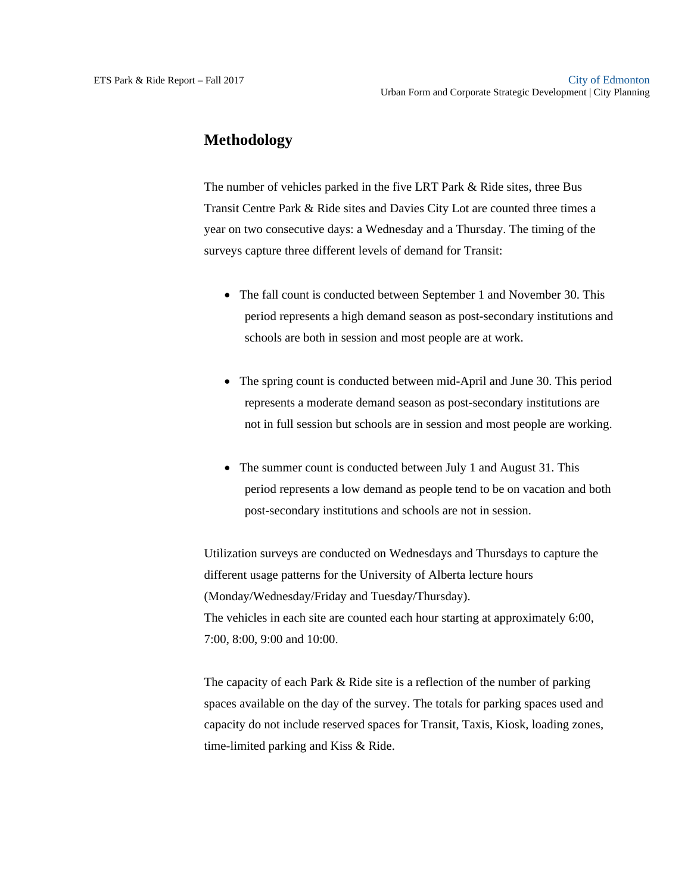# Methodology

The number of vehicles parked in the five LRT Park & Ride sites, three Bus Transit Centre Park & Ride sites and Davies City Lot are counted three times a year on two consecutive days: a Wednesday and a Thursday. The timing of the surveys capture three different levels of demand for Transit:

- The fall count is conducted between September 1 and November 30. This period represents a high demand season as post-secondary institutions and schools are both in session and most people are at work.

- The spring count is conducted between mid-April and June 30. This period represents a moderate demand season as post-secondary institutions are not in full session but schools are in session and most people are working.

- The summer count is conducted between July 1 and August 31. This period represents a low demand as people tend to be on vacation and both post-secondary institutions and schools are not in session.

Utilization surveys are conducted on Wednesdays and Thursdays to capture the different usage patterns for the University of Alberta lecture hours (Monday/Wednesday/Friday and Tuesday/Thursday).
The vehicles in each site are counted each hour starting at approximately 6:00, 7:00, 8:00, 9:00 and 10:00.

The capacity of each Park & Ride site is a reflection of the number of parking spaces available on the day of the survey. The totals for parking spaces used and capacity do not include reserved spaces for Transit, Taxis, Kiosk, loading zones, time-limited parking and Kiss & Ride.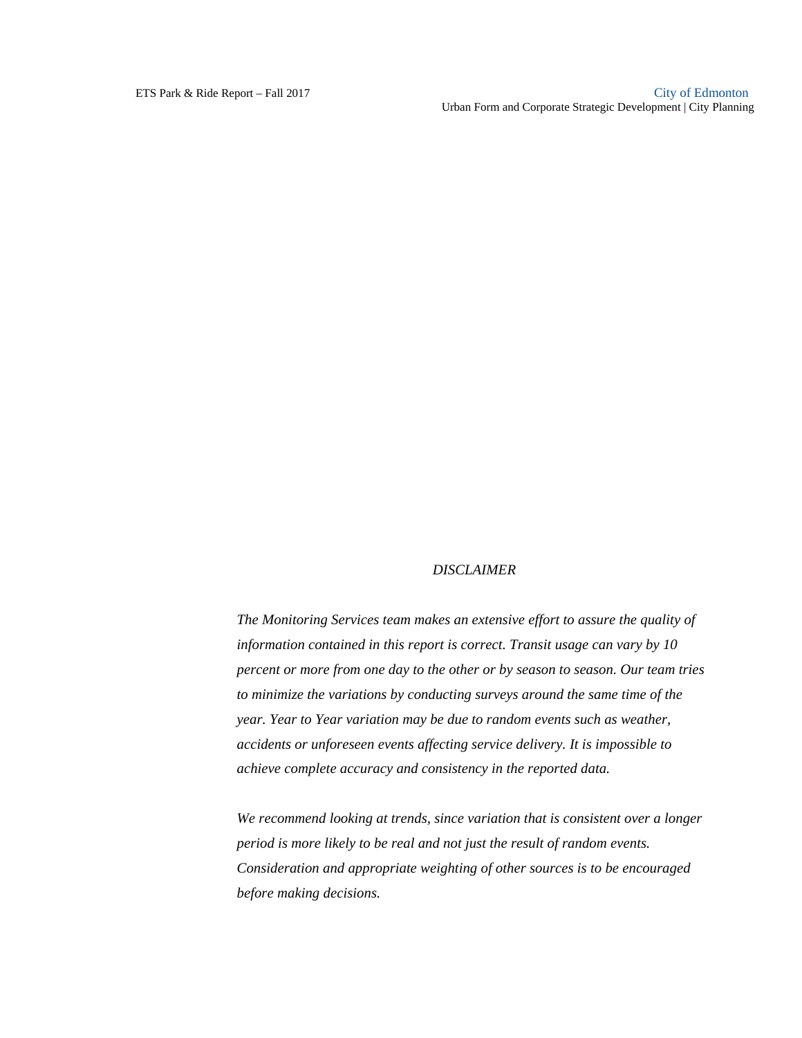*DISCLAIMER*

*The Monitoring Services team makes an extensive effort to assure the quality of information contained in this report is correct. Transit usage can vary by 10 percent or more from one day to the other or by season to season. Our team tries to minimize the variations by conducting surveys around the same time of the year. Year to Year variation may be due to random events such as weather, accidents or unforeseen events affecting service delivery. It is impossible to achieve complete accuracy and consistency in the reported data.*

*We recommend looking at trends, since variation that is consistent over a longer period is more likely to be real and not just the result of random events. Consideration and appropriate weighting of other sources is to be encouraged before making decisions.*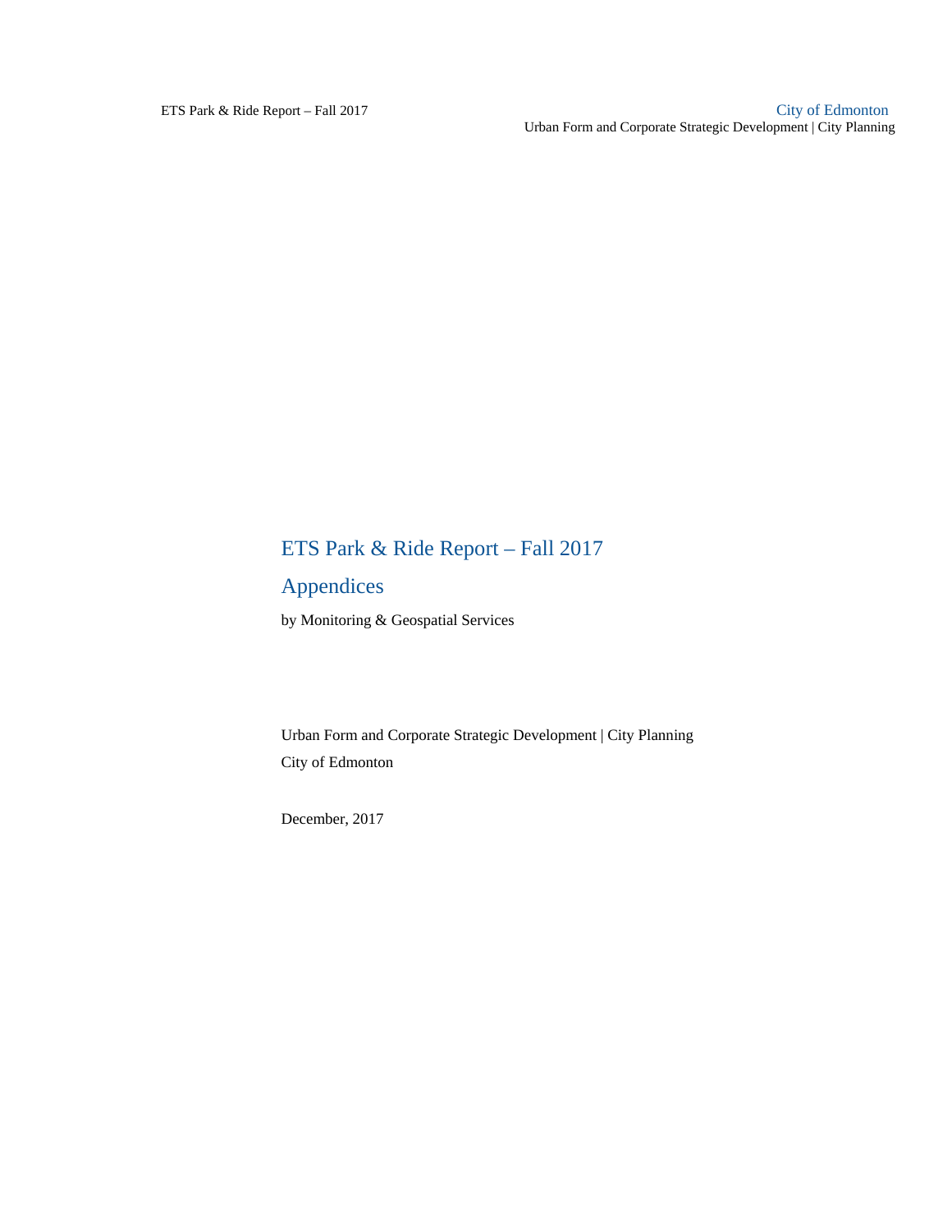# ETS Park & Ride Report – Fall 2017

## Appendices

by Monitoring & Geospatial Services

Urban Form and Corporate Strategic Development | City Planning

City of Edmonton

December, 2017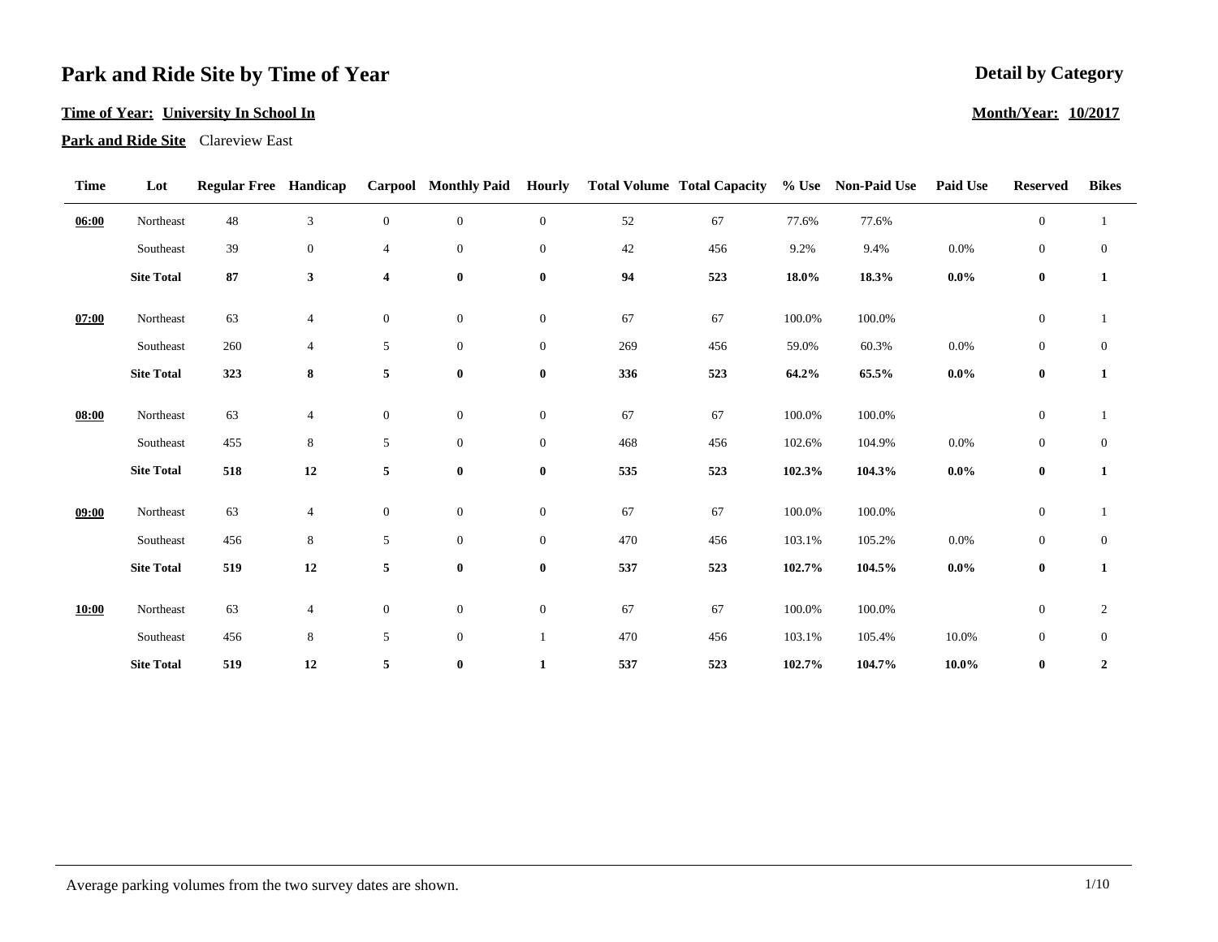# Park and Ride Site by Time of Year

**Detail by Category**

**Time of Year: University In School In**

**Month/Year: 10/2017**

**Park and Ride Site** Clareview East

| Time | Lot | Regular Free | Handicap | Carpool | Monthly Paid | Hourly | Total Volume | Total Capacity | % Use | Non-Paid Use | Paid Use | Reserved | Bikes |
|---|---|---|---|---|---|---|---|---|---|---|---|---|---|
| **06:00** | Northeast | 48 | 3 | 0 | 0 | 0 | 52 | 67 | 77.6% | 77.6% | | 0 | 1 |
| | Southeast | 39 | 0 | 4 | 0 | 0 | 42 | 456 | 9.2% | 9.4% | 0.0% | 0 | 0 |
| | **Site Total** | **87** | **3** | **4** | **0** | **0** | **94** | **523** | **18.0%** | **18.3%** | **0.0%** | **0** | **1** |
| **07:00** | Northeast | 63 | 4 | 0 | 0 | 0 | 67 | 67 | 100.0% | 100.0% | | 0 | 1 |
| | Southeast | 260 | 4 | 5 | 0 | 0 | 269 | 456 | 59.0% | 60.3% | 0.0% | 0 | 0 |
| | **Site Total** | **323** | **8** | **5** | **0** | **0** | **336** | **523** | **64.2%** | **65.5%** | **0.0%** | **0** | **1** |
| **08:00** | Northeast | 63 | 4 | 0 | 0 | 0 | 67 | 67 | 100.0% | 100.0% | | 0 | 1 |
| | Southeast | 455 | 8 | 5 | 0 | 0 | 468 | 456 | 102.6% | 104.9% | 0.0% | 0 | 0 |
| | **Site Total** | **518** | **12** | **5** | **0** | **0** | **535** | **523** | **102.3%** | **104.3%** | **0.0%** | **0** | **1** |
| **09:00** | Northeast | 63 | 4 | 0 | 0 | 0 | 67 | 67 | 100.0% | 100.0% | | 0 | 1 |
| | Southeast | 456 | 8 | 5 | 0 | 0 | 470 | 456 | 103.1% | 105.2% | 0.0% | 0 | 0 |
| | **Site Total** | **519** | **12** | **5** | **0** | **0** | **537** | **523** | **102.7%** | **104.5%** | **0.0%** | **0** | **1** |
| **10:00** | Northeast | 63 | 4 | 0 | 0 | 0 | 67 | 67 | 100.0% | 100.0% | | 0 | 2 |
| | Southeast | 456 | 8 | 5 | 0 | 1 | 470 | 456 | 103.1% | 105.4% | 10.0% | 0 | 0 |
| | **Site Total** | **519** | **12** | **5** | **0** | **1** | **537** | **523** | **102.7%** | **104.7%** | **10.0%** | **0** | **2** |

Average parking volumes from the two survey dates are shown.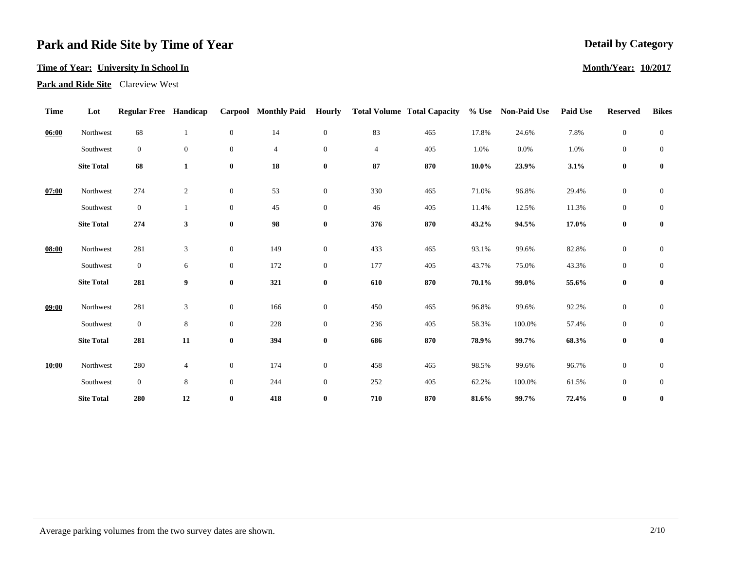# Park and Ride Site by Time of Year

**Detail by Category**

**Time of Year: University In School In**

**Month/Year: 10/2017**

**Park and Ride Site** Clareview West

| Time | Lot | Regular Free | Handicap | Carpool | Monthly Paid | Hourly | Total Volume | Total Capacity | % Use | Non-Paid Use | Paid Use | Reserved | Bikes |
|---|---|---|---|---|---|---|---|---|---|---|---|---|---|
| **06:00** | Northwest | 68 | 1 | 0 | 14 | 0 | 83 | 465 | 17.8% | 24.6% | 7.8% | 0 | 0 |
| | Southwest | 0 | 0 | 0 | 4 | 0 | 4 | 405 | 1.0% | 0.0% | 1.0% | 0 | 0 |
| | **Site Total** | **68** | **1** | **0** | **18** | **0** | **87** | **870** | **10.0%** | **23.9%** | **3.1%** | **0** | **0** |
| **07:00** | Northwest | 274 | 2 | 0 | 53 | 0 | 330 | 465 | 71.0% | 96.8% | 29.4% | 0 | 0 |
| | Southwest | 0 | 1 | 0 | 45 | 0 | 46 | 405 | 11.4% | 12.5% | 11.3% | 0 | 0 |
| | **Site Total** | **274** | **3** | **0** | **98** | **0** | **376** | **870** | **43.2%** | **94.5%** | **17.0%** | **0** | **0** |
| **08:00** | Northwest | 281 | 3 | 0 | 149 | 0 | 433 | 465 | 93.1% | 99.6% | 82.8% | 0 | 0 |
| | Southwest | 0 | 6 | 0 | 172 | 0 | 177 | 405 | 43.7% | 75.0% | 43.3% | 0 | 0 |
| | **Site Total** | **281** | **9** | **0** | **321** | **0** | **610** | **870** | **70.1%** | **99.0%** | **55.6%** | **0** | **0** |
| **09:00** | Northwest | 281 | 3 | 0 | 166 | 0 | 450 | 465 | 96.8% | 99.6% | 92.2% | 0 | 0 |
| | Southwest | 0 | 8 | 0 | 228 | 0 | 236 | 405 | 58.3% | 100.0% | 57.4% | 0 | 0 |
| | **Site Total** | **281** | **11** | **0** | **394** | **0** | **686** | **870** | **78.9%** | **99.7%** | **68.3%** | **0** | **0** |
| **10:00** | Northwest | 280 | 4 | 0 | 174 | 0 | 458 | 465 | 98.5% | 99.6% | 96.7% | 0 | 0 |
| | Southwest | 0 | 8 | 0 | 244 | 0 | 252 | 405 | 62.2% | 100.0% | 61.5% | 0 | 0 |
| | **Site Total** | **280** | **12** | **0** | **418** | **0** | **710** | **870** | **81.6%** | **99.7%** | **72.4%** | **0** | **0** |

Average parking volumes from the two survey dates are shown.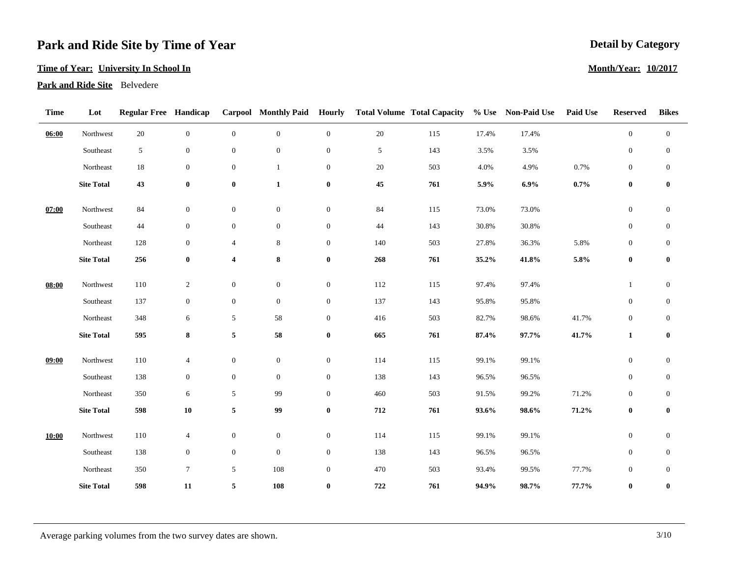# Park and Ride Site by Time of Year

**Detail by Category**

**Time of Year: University In School In**

**Month/Year: 10/2017**

**Park and Ride Site** Belvedere

| Time | Lot | Regular Free | Handicap | Carpool | Monthly Paid | Hourly | Total Volume | Total Capacity | % Use | Non-Paid Use | Paid Use | Reserved | Bikes |
|---|---|---|---|---|---|---|---|---|---|---|---|---|---|
| **06:00** | Northwest | 20 | 0 | 0 | 0 | 0 | 20 | 115 | 17.4% | 17.4% | | 0 | 0 |
| | Southeast | 5 | 0 | 0 | 0 | 0 | 5 | 143 | 3.5% | 3.5% | | 0 | 0 |
| | Northeast | 18 | 0 | 0 | 1 | 0 | 20 | 503 | 4.0% | 4.9% | 0.7% | 0 | 0 |
| | **Site Total** | **43** | **0** | **0** | **1** | **0** | **45** | **761** | **5.9%** | **6.9%** | **0.7%** | **0** | **0** |
| **07:00** | Northwest | 84 | 0 | 0 | 0 | 0 | 84 | 115 | 73.0% | 73.0% | | 0 | 0 |
| | Southeast | 44 | 0 | 0 | 0 | 0 | 44 | 143 | 30.8% | 30.8% | | 0 | 0 |
| | Northeast | 128 | 0 | 4 | 8 | 0 | 140 | 503 | 27.8% | 36.3% | 5.8% | 0 | 0 |
| | **Site Total** | **256** | **0** | **4** | **8** | **0** | **268** | **761** | **35.2%** | **41.8%** | **5.8%** | **0** | **0** |
| **08:00** | Northwest | 110 | 2 | 0 | 0 | 0 | 112 | 115 | 97.4% | 97.4% | | 1 | 0 |
| | Southeast | 137 | 0 | 0 | 0 | 0 | 137 | 143 | 95.8% | 95.8% | | 0 | 0 |
| | Northeast | 348 | 6 | 5 | 58 | 0 | 416 | 503 | 82.7% | 98.6% | 41.7% | 0 | 0 |
| | **Site Total** | **595** | **8** | **5** | **58** | **0** | **665** | **761** | **87.4%** | **97.7%** | **41.7%** | **1** | **0** |
| **09:00** | Northwest | 110 | 4 | 0 | 0 | 0 | 114 | 115 | 99.1% | 99.1% | | 0 | 0 |
| | Southeast | 138 | 0 | 0 | 0 | 0 | 138 | 143 | 96.5% | 96.5% | | 0 | 0 |
| | Northeast | 350 | 6 | 5 | 99 | 0 | 460 | 503 | 91.5% | 99.2% | 71.2% | 0 | 0 |
| | **Site Total** | **598** | **10** | **5** | **99** | **0** | **712** | **761** | **93.6%** | **98.6%** | **71.2%** | **0** | **0** |
| **10:00** | Northwest | 110 | 4 | 0 | 0 | 0 | 114 | 115 | 99.1% | 99.1% | | 0 | 0 |
| | Southeast | 138 | 0 | 0 | 0 | 0 | 138 | 143 | 96.5% | 96.5% | | 0 | 0 |
| | Northeast | 350 | 7 | 5 | 108 | 0 | 470 | 503 | 93.4% | 99.5% | 77.7% | 0 | 0 |
| | **Site Total** | **598** | **11** | **5** | **108** | **0** | **722** | **761** | **94.9%** | **98.7%** | **77.7%** | **0** | **0** |

Average parking volumes from the two survey dates are shown.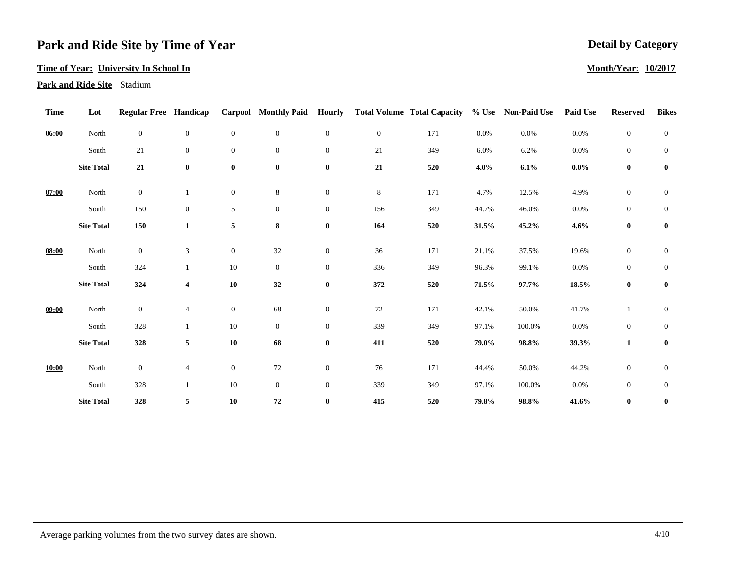# Park and Ride Site by Time of Year

**Detail by Category**

**Time of Year: University In School In**

**Month/Year: 10/2017**

**Park and Ride Site** Stadium

| Time | Lot | Regular Free | Handicap | Carpool | Monthly Paid | Hourly | Total Volume | Total Capacity | % Use | Non-Paid Use | Paid Use | Reserved | Bikes |
|---|---|---|---|---|---|---|---|---|---|---|---|---|---|
| **06:00** | North | 0 | 0 | 0 | 0 | 0 | 0 | 171 | 0.0% | 0.0% | 0.0% | 0 | 0 |
| | South | 21 | 0 | 0 | 0 | 0 | 21 | 349 | 6.0% | 6.2% | 0.0% | 0 | 0 |
| | **Site Total** | **21** | **0** | **0** | **0** | **0** | **21** | **520** | **4.0%** | **6.1%** | **0.0%** | **0** | **0** |
| **07:00** | North | 0 | 1 | 0 | 8 | 0 | 8 | 171 | 4.7% | 12.5% | 4.9% | 0 | 0 |
| | South | 150 | 0 | 5 | 0 | 0 | 156 | 349 | 44.7% | 46.0% | 0.0% | 0 | 0 |
| | **Site Total** | **150** | **1** | **5** | **8** | **0** | **164** | **520** | **31.5%** | **45.2%** | **4.6%** | **0** | **0** |
| **08:00** | North | 0 | 3 | 0 | 32 | 0 | 36 | 171 | 21.1% | 37.5% | 19.6% | 0 | 0 |
| | South | 324 | 1 | 10 | 0 | 0 | 336 | 349 | 96.3% | 99.1% | 0.0% | 0 | 0 |
| | **Site Total** | **324** | **4** | **10** | **32** | **0** | **372** | **520** | **71.5%** | **97.7%** | **18.5%** | **0** | **0** |
| **09:00** | North | 0 | 4 | 0 | 68 | 0 | 72 | 171 | 42.1% | 50.0% | 41.7% | 1 | 0 |
| | South | 328 | 1 | 10 | 0 | 0 | 339 | 349 | 97.1% | 100.0% | 0.0% | 0 | 0 |
| | **Site Total** | **328** | **5** | **10** | **68** | **0** | **411** | **520** | **79.0%** | **98.8%** | **39.3%** | **1** | **0** |
| **10:00** | North | 0 | 4 | 0 | 72 | 0 | 76 | 171 | 44.4% | 50.0% | 44.2% | 0 | 0 |
| | South | 328 | 1 | 10 | 0 | 0 | 339 | 349 | 97.1% | 100.0% | 0.0% | 0 | 0 |
| | **Site Total** | **328** | **5** | **10** | **72** | **0** | **415** | **520** | **79.8%** | **98.8%** | **41.6%** | **0** | **0** |

Average parking volumes from the two survey dates are shown.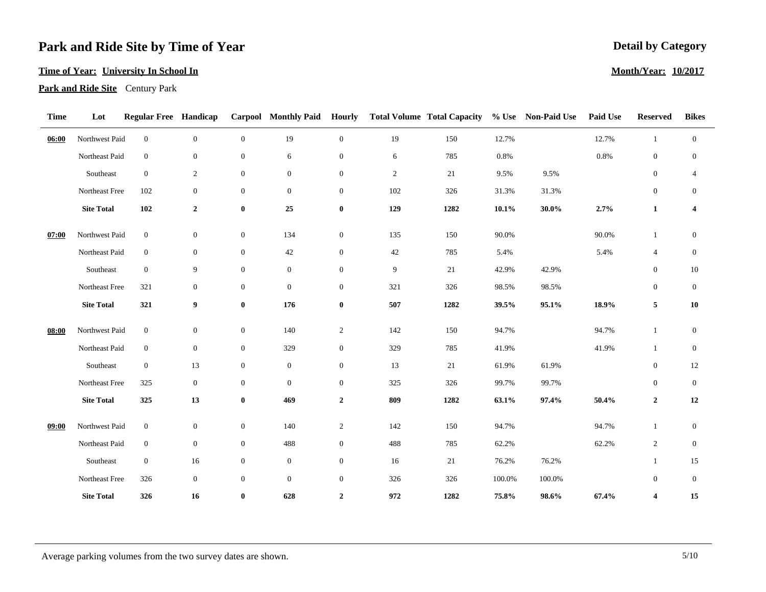# Park and Ride Site by Time of Year

**Detail by Category**

**Time of Year: University In School In**

**Month/Year: 10/2017**

**Park and Ride Site** Century Park

| Time | Lot | Regular Free | Handicap | Carpool | Monthly Paid | Hourly | Total Volume | Total Capacity | % Use | Non-Paid Use | Paid Use | Reserved | Bikes |
|---|---|---|---|---|---|---|---|---|---|---|---|---|---|
| **06:00** | Northwest Paid | 0 | 0 | 0 | 19 | 0 | 19 | 150 | 12.7% | | 12.7% | 1 | 0 |
| | Northeast Paid | 0 | 0 | 0 | 6 | 0 | 6 | 785 | 0.8% | | 0.8% | 0 | 0 |
| | Southeast | 0 | 2 | 0 | 0 | 0 | 2 | 21 | 9.5% | 9.5% | | 0 | 4 |
| | Northeast Free | 102 | 0 | 0 | 0 | 0 | 102 | 326 | 31.3% | 31.3% | | 0 | 0 |
| | **Site Total** | **102** | **2** | **0** | **25** | **0** | **129** | **1282** | **10.1%** | **30.0%** | **2.7%** | **1** | **4** |
| **07:00** | Northwest Paid | 0 | 0 | 0 | 134 | 0 | 135 | 150 | 90.0% | | 90.0% | 1 | 0 |
| | Northeast Paid | 0 | 0 | 0 | 42 | 0 | 42 | 785 | 5.4% | | 5.4% | 4 | 0 |
| | Southeast | 0 | 9 | 0 | 0 | 0 | 9 | 21 | 42.9% | 42.9% | | 0 | 10 |
| | Northeast Free | 321 | 0 | 0 | 0 | 0 | 321 | 326 | 98.5% | 98.5% | | 0 | 0 |
| | **Site Total** | **321** | **9** | **0** | **176** | **0** | **507** | **1282** | **39.5%** | **95.1%** | **18.9%** | **5** | **10** |
| **08:00** | Northwest Paid | 0 | 0 | 0 | 140 | 2 | 142 | 150 | 94.7% | | 94.7% | 1 | 0 |
| | Northeast Paid | 0 | 0 | 0 | 329 | 0 | 329 | 785 | 41.9% | | 41.9% | 1 | 0 |
| | Southeast | 0 | 13 | 0 | 0 | 0 | 13 | 21 | 61.9% | 61.9% | | 0 | 12 |
| | Northeast Free | 325 | 0 | 0 | 0 | 0 | 325 | 326 | 99.7% | 99.7% | | 0 | 0 |
| | **Site Total** | **325** | **13** | **0** | **469** | **2** | **809** | **1282** | **63.1%** | **97.4%** | **50.4%** | **2** | **12** |
| **09:00** | Northwest Paid | 0 | 0 | 0 | 140 | 2 | 142 | 150 | 94.7% | | 94.7% | 1 | 0 |
| | Northeast Paid | 0 | 0 | 0 | 488 | 0 | 488 | 785 | 62.2% | | 62.2% | 2 | 0 |
| | Southeast | 0 | 16 | 0 | 0 | 0 | 16 | 21 | 76.2% | 76.2% | | 1 | 15 |
| | Northeast Free | 326 | 0 | 0 | 0 | 0 | 326 | 326 | 100.0% | 100.0% | | 0 | 0 |
| | **Site Total** | **326** | **16** | **0** | **628** | **2** | **972** | **1282** | **75.8%** | **98.6%** | **67.4%** | **4** | **15** |

Average parking volumes from the two survey dates are shown.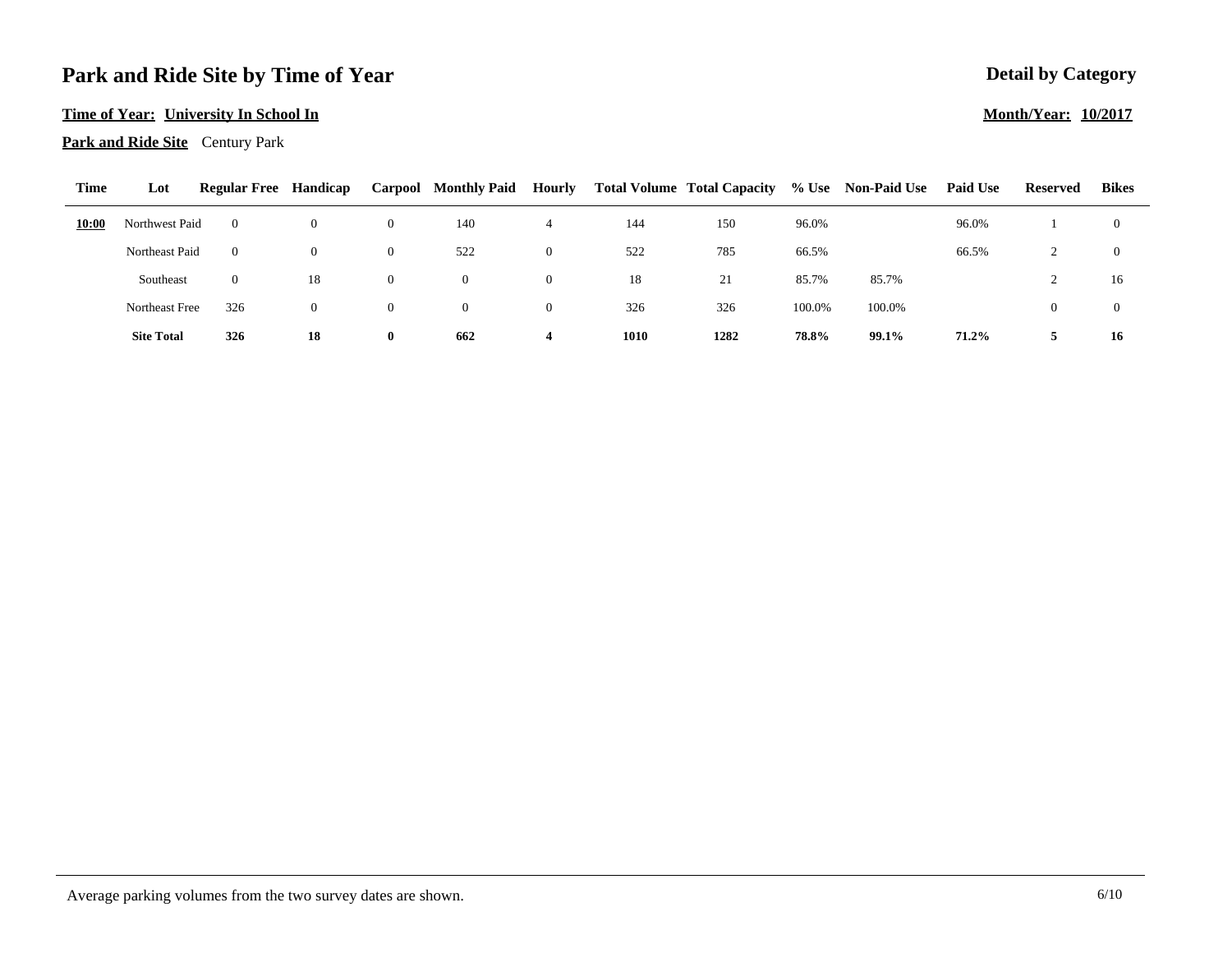# Park and Ride Site by Time of Year

**Detail by Category**

**Time of Year: University In School In**

**Month/Year: 10/2017**

**Park and Ride Site** Century Park

| Time | Lot | Regular Free | Handicap | Carpool | Monthly Paid | Hourly | Total Volume | Total Capacity | % Use | Non-Paid Use | Paid Use | Reserved | Bikes |
|---|---|---|---|---|---|---|---|---|---|---|---|---|---|
| **10:00** | Northwest Paid | 0 | 0 | 0 | 140 | 4 | 144 | 150 | 96.0% | | 96.0% | 1 | 0 |
| | Northeast Paid | 0 | 0 | 0 | 522 | 0 | 522 | 785 | 66.5% | | 66.5% | 2 | 0 |
| | Southeast | 0 | 18 | 0 | 0 | 0 | 18 | 21 | 85.7% | 85.7% | | 2 | 16 |
| | Northeast Free | 326 | 0 | 0 | 0 | 0 | 326 | 326 | 100.0% | 100.0% | | 0 | 0 |
| | **Site Total** | **326** | **18** | **0** | **662** | **4** | **1010** | **1282** | **78.8%** | **99.1%** | **71.2%** | **5** | **16** |

Average parking volumes from the two survey dates are shown.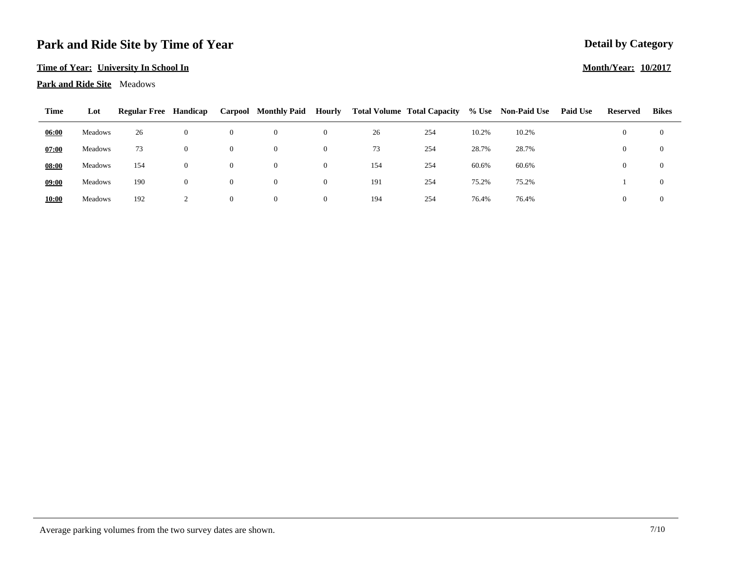# Park and Ride Site by Time of Year

**Detail by Category**

**Time of Year: University In School In**

**Month/Year: 10/2017**

**Park and Ride Site** Meadows

| Time | Lot | Regular Free | Handicap | Carpool | Monthly Paid | Hourly | Total Volume | Total Capacity | % Use | Non-Paid Use | Paid Use | Reserved | Bikes |
|---|---|---|---|---|---|---|---|---|---|---|---|---|---|
| 06:00 | Meadows | 26 | 0 | 0 | 0 | 0 | 26 | 254 | 10.2% | 10.2% | | 0 | 0 |
| 07:00 | Meadows | 73 | 0 | 0 | 0 | 0 | 73 | 254 | 28.7% | 28.7% | | 0 | 0 |
| 08:00 | Meadows | 154 | 0 | 0 | 0 | 0 | 154 | 254 | 60.6% | 60.6% | | 0 | 0 |
| 09:00 | Meadows | 190 | 0 | 0 | 0 | 0 | 191 | 254 | 75.2% | 75.2% | | 1 | 0 |
| 10:00 | Meadows | 192 | 2 | 0 | 0 | 0 | 194 | 254 | 76.4% | 76.4% | | 0 | 0 |

Average parking volumes from the two survey dates are shown.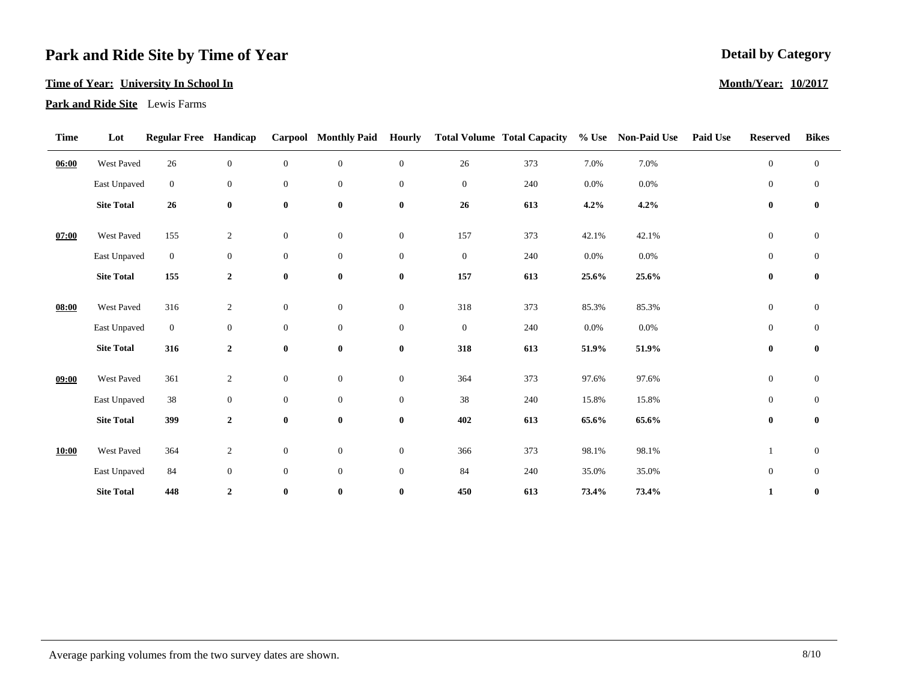# Park and Ride Site by Time of Year

**Detail by Category**

**Time of Year: University In School In**

**Month/Year: 10/2017**

**Park and Ride Site** Lewis Farms

| Time | Lot | Regular Free | Handicap | Carpool | Monthly Paid | Hourly | Total Volume | Total Capacity | % Use | Non-Paid Use | Paid Use | Reserved | Bikes |
|---|---|---|---|---|---|---|---|---|---|---|---|---|---|
| **06:00** | West Paved | 26 | 0 | 0 | 0 | 0 | 26 | 373 | 7.0% | 7.0% | | 0 | 0 |
| | East Unpaved | 0 | 0 | 0 | 0 | 0 | 0 | 240 | 0.0% | 0.0% | | 0 | 0 |
| | **Site Total** | **26** | **0** | **0** | **0** | **0** | **26** | **613** | **4.2%** | **4.2%** | | **0** | **0** |
| **07:00** | West Paved | 155 | 2 | 0 | 0 | 0 | 157 | 373 | 42.1% | 42.1% | | 0 | 0 |
| | East Unpaved | 0 | 0 | 0 | 0 | 0 | 0 | 240 | 0.0% | 0.0% | | 0 | 0 |
| | **Site Total** | **155** | **2** | **0** | **0** | **0** | **157** | **613** | **25.6%** | **25.6%** | | **0** | **0** |
| **08:00** | West Paved | 316 | 2 | 0 | 0 | 0 | 318 | 373 | 85.3% | 85.3% | | 0 | 0 |
| | East Unpaved | 0 | 0 | 0 | 0 | 0 | 0 | 240 | 0.0% | 0.0% | | 0 | 0 |
| | **Site Total** | **316** | **2** | **0** | **0** | **0** | **318** | **613** | **51.9%** | **51.9%** | | **0** | **0** |
| **09:00** | West Paved | 361 | 2 | 0 | 0 | 0 | 364 | 373 | 97.6% | 97.6% | | 0 | 0 |
| | East Unpaved | 38 | 0 | 0 | 0 | 0 | 38 | 240 | 15.8% | 15.8% | | 0 | 0 |
| | **Site Total** | **399** | **2** | **0** | **0** | **0** | **402** | **613** | **65.6%** | **65.6%** | | **0** | **0** |
| **10:00** | West Paved | 364 | 2 | 0 | 0 | 0 | 366 | 373 | 98.1% | 98.1% | | 1 | 0 |
| | East Unpaved | 84 | 0 | 0 | 0 | 0 | 84 | 240 | 35.0% | 35.0% | | 0 | 0 |
| | **Site Total** | **448** | **2** | **0** | **0** | **0** | **450** | **613** | **73.4%** | **73.4%** | | **1** | **0** |

Average parking volumes from the two survey dates are shown.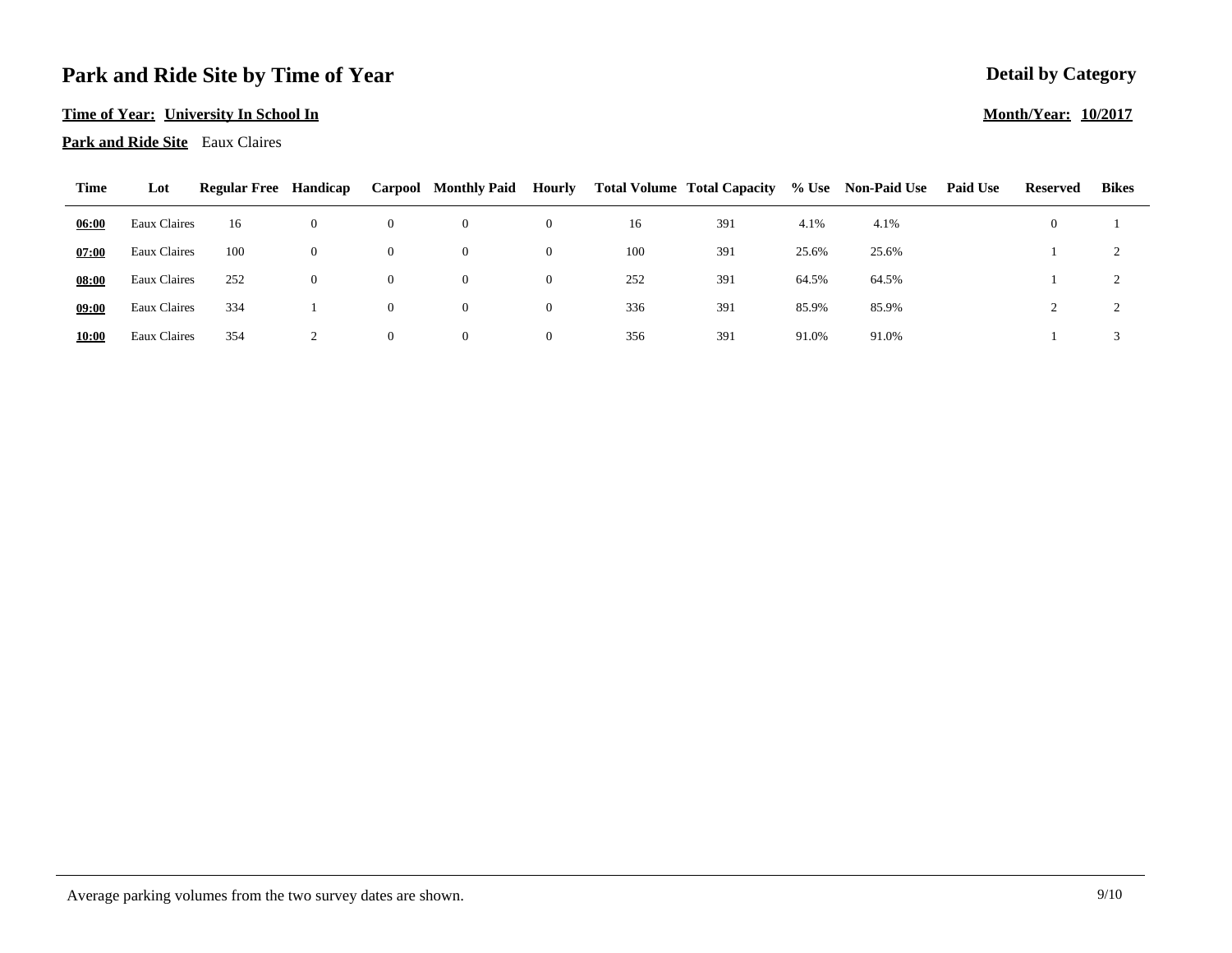# Park and Ride Site by Time of Year

**Detail by Category**

**Time of Year: University In School In**

**Month/Year: 10/2017**

**Park and Ride Site** Eaux Claires

| Time | Lot | Regular Free | Handicap | Carpool | Monthly Paid | Hourly | Total Volume | Total Capacity | % Use | Non-Paid Use | Paid Use | Reserved | Bikes |
|---|---|---|---|---|---|---|---|---|---|---|---|---|---|
| 06:00 | Eaux Claires | 16 | 0 | 0 | 0 | 0 | 16 | 391 | 4.1% | 4.1% | | 0 | 1 |
| 07:00 | Eaux Claires | 100 | 0 | 0 | 0 | 0 | 100 | 391 | 25.6% | 25.6% | | 1 | 2 |
| 08:00 | Eaux Claires | 252 | 0 | 0 | 0 | 0 | 252 | 391 | 64.5% | 64.5% | | 1 | 2 |
| 09:00 | Eaux Claires | 334 | 1 | 0 | 0 | 0 | 336 | 391 | 85.9% | 85.9% | | 2 | 2 |
| 10:00 | Eaux Claires | 354 | 2 | 0 | 0 | 0 | 356 | 391 | 91.0% | 91.0% | | 1 | 3 |

Average parking volumes from the two survey dates are shown.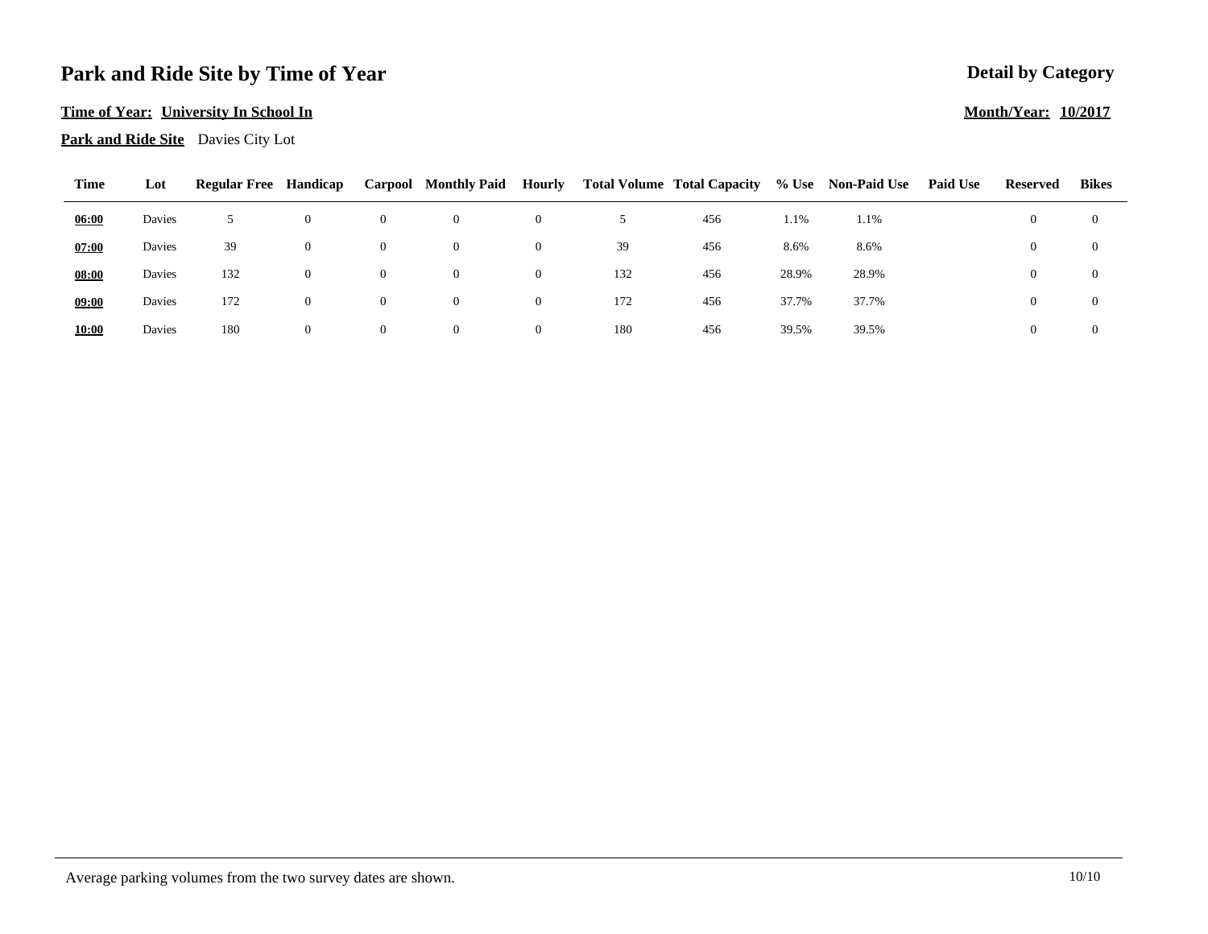# Park and Ride Site by Time of Year

**Detail by Category**

**Time of Year: University In School In**

**Month/Year: 10/2017**

**Park and Ride Site** Davies City Lot

| Time | Lot | Regular Free | Handicap | Carpool | Monthly Paid | Hourly | Total Volume | Total Capacity | % Use | Non-Paid Use | Paid Use | Reserved | Bikes |
|---|---|---|---|---|---|---|---|---|---|---|---|---|---|
| 06:00 | Davies | 5 | 0 | 0 | 0 | 0 | 5 | 456 | 1.1% | 1.1% | | 0 | 0 |
| 07:00 | Davies | 39 | 0 | 0 | 0 | 0 | 39 | 456 | 8.6% | 8.6% | | 0 | 0 |
| 08:00 | Davies | 132 | 0 | 0 | 0 | 0 | 132 | 456 | 28.9% | 28.9% | | 0 | 0 |
| 09:00 | Davies | 172 | 0 | 0 | 0 | 0 | 172 | 456 | 37.7% | 37.7% | | 0 | 0 |
| 10:00 | Davies | 180 | 0 | 0 | 0 | 0 | 180 | 456 | 39.5% | 39.5% | | 0 | 0 |

Average parking volumes from the two survey dates are shown.